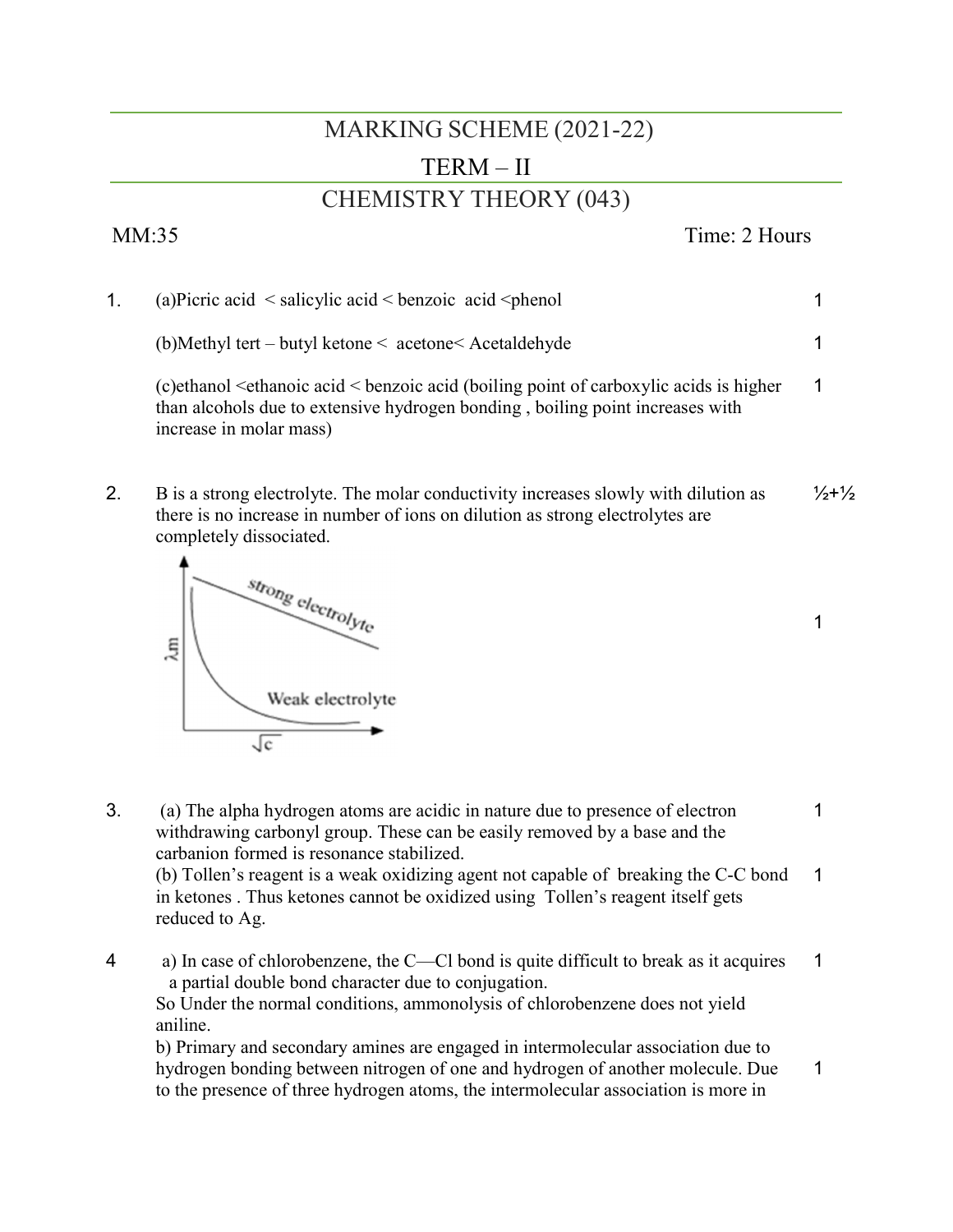# MARKING SCHEME (2021-22)

## TERM – II

## CHEMISTRY THEORY (043)

MM:35 Time: 2 Hours

| | | |
|---|---|---|
| 1. | (a)Picric acid < salicylic acid < benzoic acid <phenol | 1 |
| | (b)Methyl tert – butyl ketone < acetone< Acetaldehyde | 1 |
| | (c)ethanol <ethanoic acid < benzoic acid (boiling point of carboxylic acids is higher than alcohols due to extensive hydrogen bonding , boiling point increases with increase in molar mass) | 1 |
| 2. | B is a strong electrolyte. The molar conductivity increases slowly with dilution as there is no increase in number of ions on dilution as strong electrolytes are completely dissociated. | ½+½ |
| | [Graph: $\lambda m$ vs $\sqrt{c}$ — strong electrolyte, Weak electrolyte] | 1 |
| 3. | (a) The alpha hydrogen atoms are acidic in nature due to presence of electron withdrawing carbonyl group. These can be easily removed by a base and the carbanion formed is resonance stabilized. | 1 |
| | (b) Tollen's reagent is a weak oxidizing agent not capable of breaking the C-C bond in ketones . Thus ketones cannot be oxidized using Tollen's reagent itself gets reduced to Ag. | 1 |
| 4 | a) In case of chlorobenzene, the C—Cl bond is quite difficult to break as it acquires a partial double bond character due to conjugation. So Under the normal conditions, ammonolysis of chlorobenzene does not yield aniline. | 1 |
| | b) Primary and secondary amines are engaged in intermolecular association due to hydrogen bonding between nitrogen of one and hydrogen of another molecule. Due to the presence of three hydrogen atoms, the intermolecular association is more in | 1 |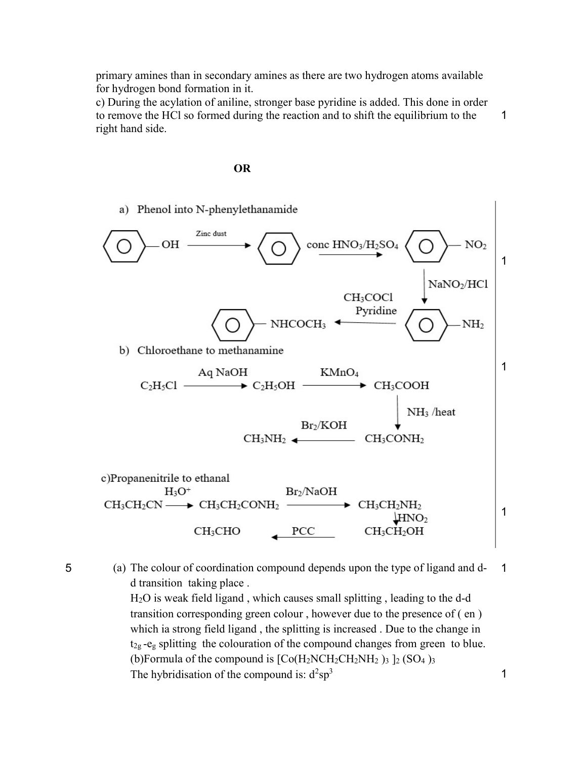primary amines than in secondary amines as there are two hydrogen atoms available for hydrogen bond formation in it.

c) During the acylation of aniline, stronger base pyridine is added. This done in order to remove the HCl so formed during the reaction and to shift the equilibrium to the right hand side. 1

**OR**

a) Phenol into N-phenylethanamide

$$C_6H_5OH \xrightarrow{\text{Zinc dust}} C_6H_6 \xrightarrow{\text{conc } HNO_3/H_2SO_4} C_6H_5NO_2 \xrightarrow{NaNO_2/HCl} C_6H_5NH_2 \xrightarrow[\text{Pyridine}]{CH_3COCl} C_6H_5NHCOCH_3$$

1

b) Chloroethane to methanamine

$$C_2H_5Cl \xrightarrow{\text{Aq NaOH}} C_2H_5OH \xrightarrow{KMnO_4} CH_3COOH \xrightarrow{NH_3\text{ /heat}} CH_3CONH_2 \xrightarrow{Br_2/KOH} CH_3NH_2$$

1

c) Propanenitrile to ethanal

$$CH_3CH_2CN \xrightarrow{H_3O^+} CH_3CH_2CONH_2 \xrightarrow{Br_2/NaOH} CH_3CH_2NH_2 \xrightarrow{HNO_2} CH_3CH_2OH \xrightarrow{PCC} CH_3CHO$$

1

5 (a) The colour of coordination compound depends upon the type of ligand and d-d transition taking place . 1

$H_2O$ is weak field ligand , which causes small splitting , leading to the d-d transition corresponding green colour , however due to the presence of ( en ) which ia strong field ligand , the splitting is increased . Due to the change in $t_{2g}$ -$e_g$ splitting the colouration of the compound changes from green to blue.

(b)Formula of the compound is $[Co(H_2NCH_2CH_2NH_2)_3]_2(SO_4)_3$

The hybridisation of the compound is: $d^2sp^3$ 1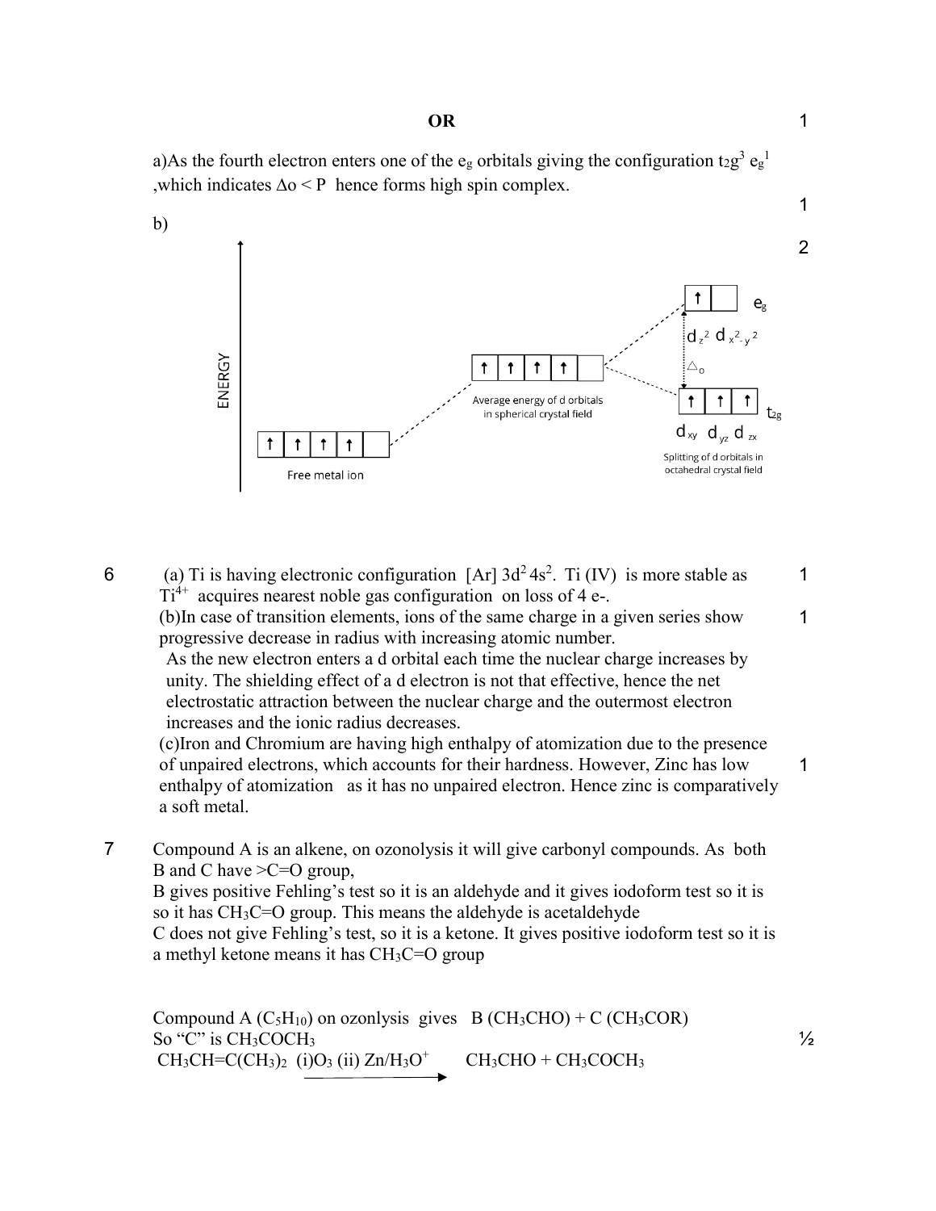**OR** 1

a)As the fourth electron enters one of the $e_g$ orbitals giving the configuration $t_{2g}^3\ e_g^1$ ,which indicates $\Delta o < P$ hence forms high spin complex. 1

b) 2

ENERGY

Free metal ion

Average energy of d orbitals in spherical crystal field

$e_g$

$d_{z^2}\ d_{x^2-y^2}$

$\Delta_o$

$t_{2g}$

$d_{xy}\ d_{yz}\ d_{zx}$

Splitting of d orbitals in octahedral crystal field

6 (a) Ti is having electronic configuration [Ar] $3d^2\,4s^2$. Ti (IV) is more stable as $Ti^{4+}$ acquires nearest noble gas configuration on loss of 4 e-. 1

(b)In case of transition elements, ions of the same charge in a given series show progressive decrease in radius with increasing atomic number. 1
As the new electron enters a d orbital each time the nuclear charge increases by unity. The shielding effect of a d electron is not that effective, hence the net electrostatic attraction between the nuclear charge and the outermost electron increases and the ionic radius decreases.

(c)Iron and Chromium are having high enthalpy of atomization due to the presence of unpaired electrons, which accounts for their hardness. However, Zinc has low enthalpy of atomization as it has no unpaired electron. Hence zinc is comparatively a soft metal. 1

7 Compound A is an alkene, on ozonolysis it will give carbonyl compounds. As both B and C have >C=O group,
B gives positive Fehling's test so it is an aldehyde and it gives iodoform test so it is so it has $CH_3C{=}O$ group. This means the aldehyde is acetaldehyde
C does not give Fehling's test, so it is a ketone. It gives positive iodoform test so it is a methyl ketone means it has $CH_3C{=}O$ group

Compound A ($C_5H_{10}$) on ozonlysis gives B ($CH_3CHO$) + C ($CH_3COR$)
So "C" is $CH_3COCH_3$ ½

$$CH_3CH{=}C(CH_3)_2 \xrightarrow{\text{(i)}O_3\ \text{(ii)}Zn/H_3O^+} CH_3CHO + CH_3COCH_3$$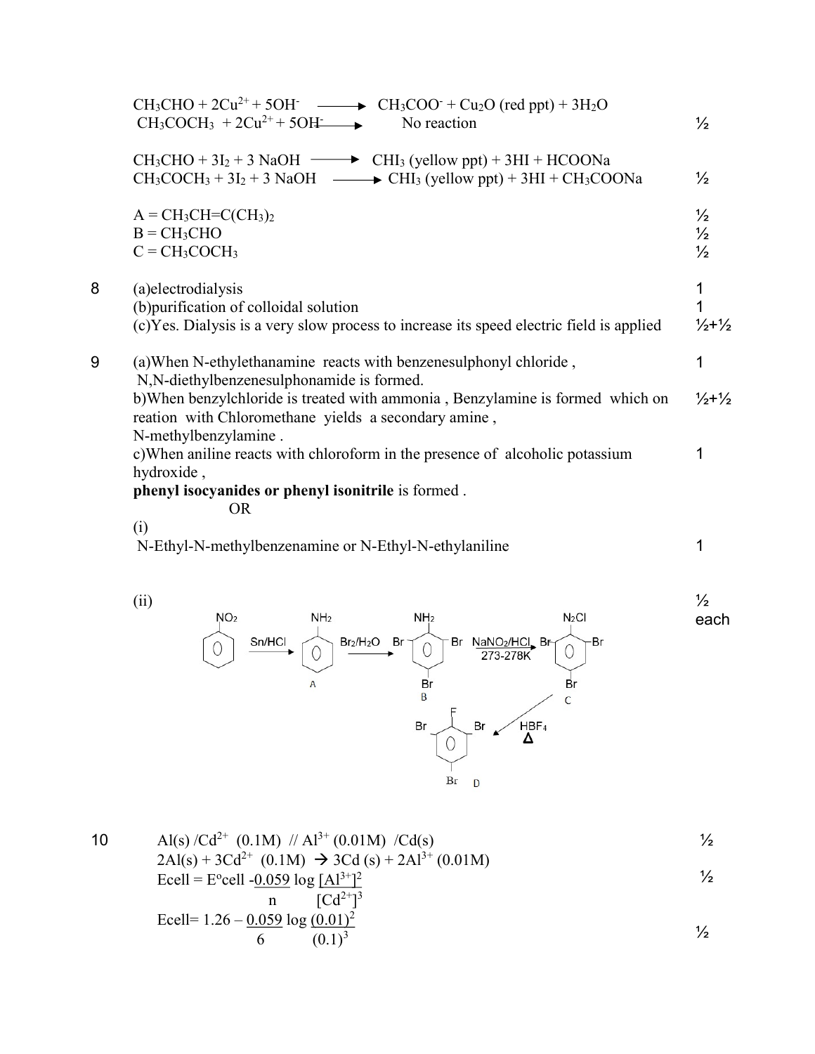$CH_3CHO + 2Cu^{2+} + 5OH^- \longrightarrow CH_3COO^- + Cu_2O$ (red ppt) $+ 3H_2O$

$CH_3COCH_3 + 2Cu^{2+} + 5OH^- \longrightarrow$ No reaction ½

$CH_3CHO + 3I_2 + 3\,NaOH \longrightarrow CHI_3$ (yellow ppt) $+ 3HI + HCOONa$

$CH_3COCH_3 + 3I_2 + 3\,NaOH \longrightarrow CHI_3$ (yellow ppt) $+ 3HI + CH_3COONa$ ½

$A = CH_3CH{=}C(CH_3)_2$ ½

$B = CH_3CHO$ ½

$C = CH_3COCH_3$ ½

**8**

(a) electrodialysis 1

(b) purification of colloidal solution 1

(c) Yes. Dialysis is a very slow process to increase its speed electric field is applied ½+½

**9**

(a) When N-ethylethanamine reacts with benzenesulphonyl chloride, N,N-diethylbenzenesulphonamide is formed. 1

b) When benzylchloride is treated with ammonia, Benzylamine is formed which on reation with Chloromethane yields a secondary amine, N-methylbenzylamine. ½+½

c) When aniline reacts with chloroform in the presence of alcoholic potassium hydroxide, **phenyl isocyanides or phenyl isonitrile** is formed. 1

OR

(i) N-Ethyl-N-methylbenzenamine or N-Ethyl-N-ethylaniline 1

(ii) ½ each

Nitrobenzene $\xrightarrow{Sn/HCl}$ Aniline (A) $\xrightarrow{Br_2/H_2O}$ 2,4,6-Tribromoaniline (B) $\xrightarrow[273\text{-}278K]{NaNO_2/HCl}$ 2,4,6-Tribromobenzenediazonium chloride ($N_2Cl$) (C) $\xrightarrow[\Delta]{HBF_4}$ 1-Fluoro-2,4,6-tribromobenzene (D)

**10**

$Al(s) / Cd^{2+}\ (0.1M)\ //\ Al^{3+}\ (0.01M)\ / Cd(s)$ ½

$2Al(s) + 3Cd^{2+}\ (0.1M) \rightarrow 3Cd\,(s) + 2Al^{3+}\ (0.01M)$

$$E_{cell} = E^o_{cell} - \frac{0.059}{n} \log \frac{[Al^{3+}]^2}{[Cd^{2+}]^3}$$ ½

$$E_{cell} = 1.26 - \frac{0.059}{6} \log \frac{(0.01)^2}{(0.1)^3}$$ ½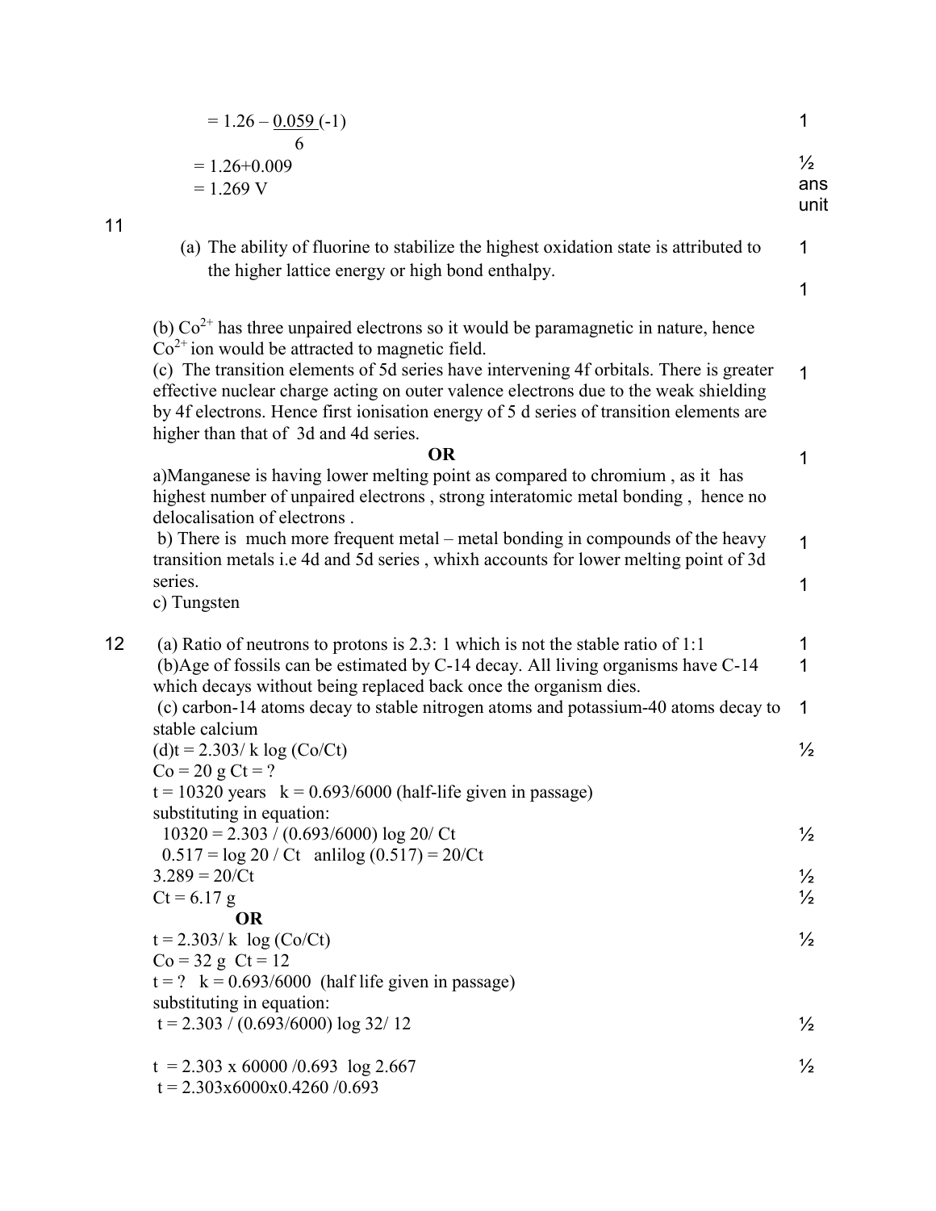$= 1.26 - \frac{0.059}{6}(-1)$ 1

$= 1.26 + 0.009$ ½

$= 1.269$ V ans unit

**11**

(a) The ability of fluorine to stabilize the highest oxidation state is attributed to the higher lattice energy or high bond enthalpy. 1

1

(b) $Co^{2+}$ has three unpaired electrons so it would be paramagnetic in nature, hence $Co^{2+}$ ion would be attracted to magnetic field.

(c) The transition elements of 5d series have intervening 4f orbitals. There is greater effective nuclear charge acting on outer valence electrons due to the weak shielding by 4f electrons. Hence first ionisation energy of 5 d series of transition elements are higher than that of 3d and 4d series. 1

**OR** 1

a)Manganese is having lower melting point as compared to chromium , as it has highest number of unpaired electrons , strong interatomic metal bonding , hence no delocalisation of electrons .

b) There is much more frequent metal – metal bonding in compounds of the heavy transition metals i.e 4d and 5d series , whixh accounts for lower melting point of 3d series. 1

c) Tungsten 1

**12**

(a) Ratio of neutrons to protons is 2.3: 1 which is not the stable ratio of 1:1 1

(b)Age of fossils can be estimated by C-14 decay. All living organisms have C-14 which decays without being replaced back once the organism dies. 1

(c) carbon-14 atoms decay to stable nitrogen atoms and potassium-40 atoms decay to stable calcium 1

(d)$t = 2.303/ k \log (Co/Ct)$ ½

$Co = 20$ g $Ct = ?$

$t = 10320$ years $k = 0.693/6000$ (half-life given in passage)

substituting in equation:

$10320 = 2.303 / (0.693/6000) \log 20/ Ct$ ½

$0.517 = \log 20 / Ct$ anlilog $(0.517) = 20/Ct$

$3.289 = 20/Ct$ ½

$Ct = 6.17$ g ½

**OR**

$t = 2.303/ k \log (Co/Ct)$ ½

$Co = 32$ g $Ct = 12$

$t = ?$ $k = 0.693/6000$ (half life given in passage)

substituting in equation:

$t = 2.303 / (0.693/6000) \log 32/ 12$ ½

$t = 2.303 \times 60000 /0.693 \log 2.667$ ½

$t = 2.303 \times 6000 \times 0.4260 /0.693$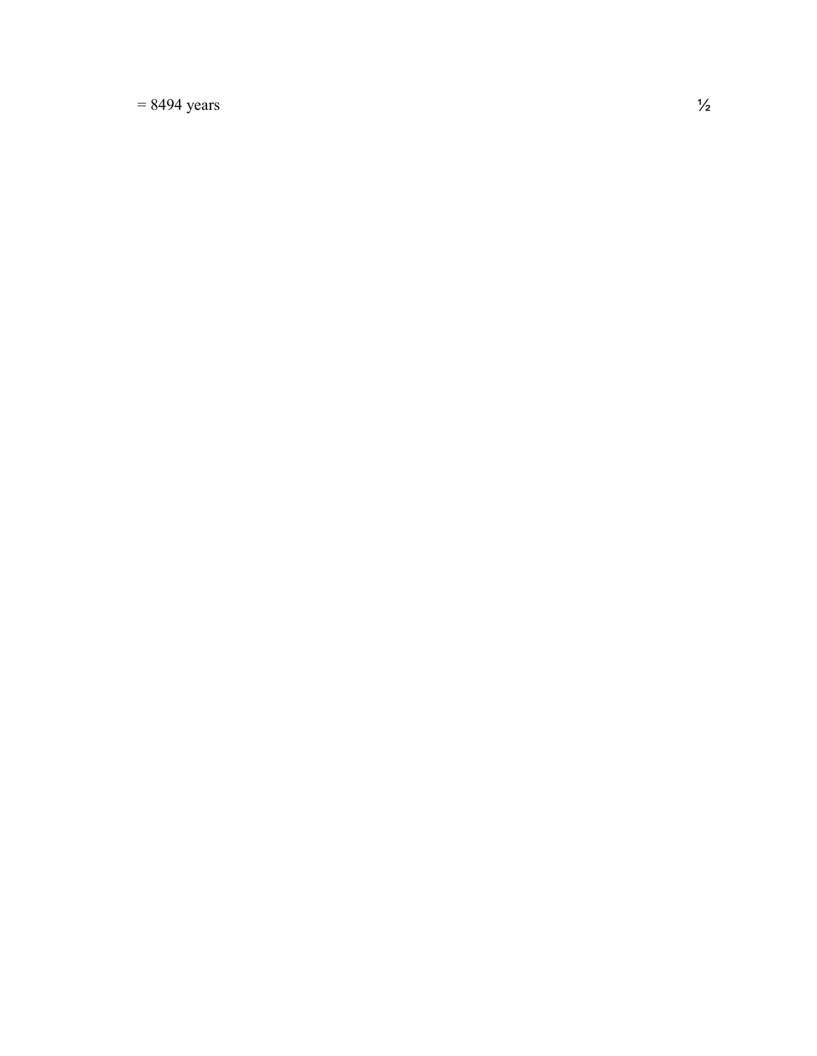= 8494 years ½